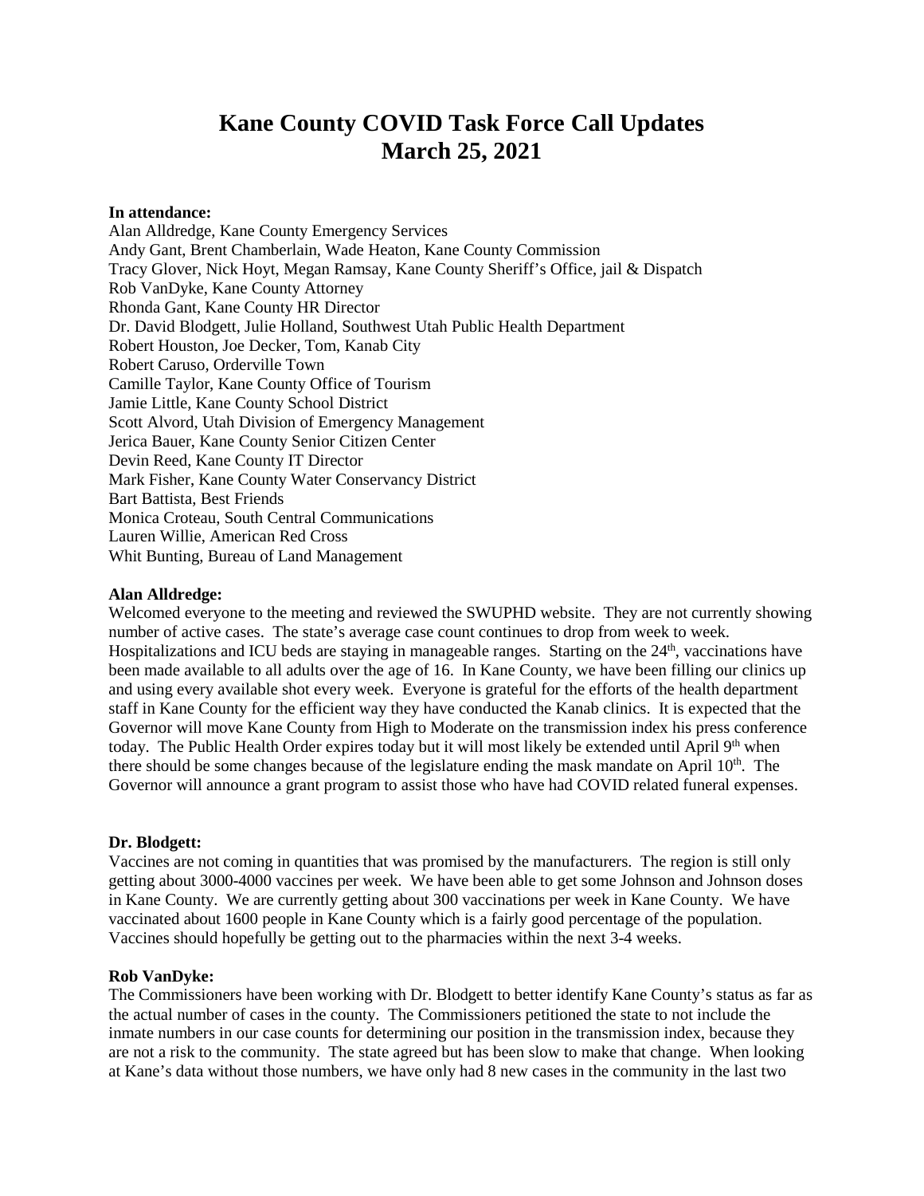# Kane County COVID Task Force Call Updates
# March 25, 2021

**In attendance:**

Alan Alldredge, Kane County Emergency Services
Andy Gant, Brent Chamberlain, Wade Heaton, Kane County Commission
Tracy Glover, Nick Hoyt, Megan Ramsay, Kane County Sheriff's Office, jail & Dispatch
Rob VanDyke, Kane County Attorney
Rhonda Gant, Kane County HR Director
Dr. David Blodgett, Julie Holland, Southwest Utah Public Health Department
Robert Houston, Joe Decker, Tom, Kanab City
Robert Caruso, Orderville Town
Camille Taylor, Kane County Office of Tourism
Jamie Little, Kane County School District
Scott Alvord, Utah Division of Emergency Management
Jerica Bauer, Kane County Senior Citizen Center
Devin Reed, Kane County IT Director
Mark Fisher, Kane County Water Conservancy District
Bart Battista, Best Friends
Monica Croteau, South Central Communications
Lauren Willie, American Red Cross
Whit Bunting, Bureau of Land Management

**Alan Alldredge:**

Welcomed everyone to the meeting and reviewed the SWUPHD website. They are not currently showing number of active cases. The state's average case count continues to drop from week to week. Hospitalizations and ICU beds are staying in manageable ranges. Starting on the 24th, vaccinations have been made available to all adults over the age of 16. In Kane County, we have been filling our clinics up and using every available shot every week. Everyone is grateful for the efforts of the health department staff in Kane County for the efficient way they have conducted the Kanab clinics. It is expected that the Governor will move Kane County from High to Moderate on the transmission index his press conference today. The Public Health Order expires today but it will most likely be extended until April 9th when there should be some changes because of the legislature ending the mask mandate on April 10th. The Governor will announce a grant program to assist those who have had COVID related funeral expenses.

**Dr. Blodgett:**

Vaccines are not coming in quantities that was promised by the manufacturers. The region is still only getting about 3000-4000 vaccines per week. We have been able to get some Johnson and Johnson doses in Kane County. We are currently getting about 300 vaccinations per week in Kane County. We have vaccinated about 1600 people in Kane County which is a fairly good percentage of the population. Vaccines should hopefully be getting out to the pharmacies within the next 3-4 weeks.

**Rob VanDyke:**

The Commissioners have been working with Dr. Blodgett to better identify Kane County's status as far as the actual number of cases in the county. The Commissioners petitioned the state to not include the inmate numbers in our case counts for determining our position in the transmission index, because they are not a risk to the community. The state agreed but has been slow to make that change. When looking at Kane's data without those numbers, we have only had 8 new cases in the community in the last two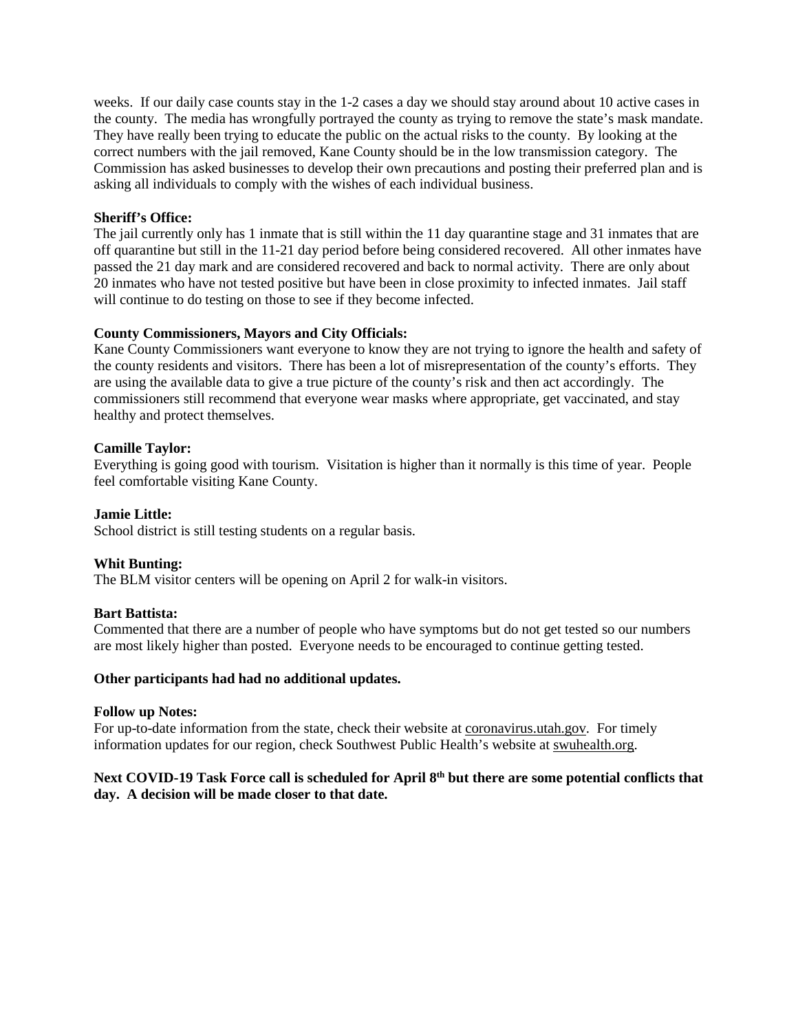weeks. If our daily case counts stay in the 1-2 cases a day we should stay around about 10 active cases in the county. The media has wrongfully portrayed the county as trying to remove the state's mask mandate. They have really been trying to educate the public on the actual risks to the county. By looking at the correct numbers with the jail removed, Kane County should be in the low transmission category. The Commission has asked businesses to develop their own precautions and posting their preferred plan and is asking all individuals to comply with the wishes of each individual business.

**Sheriff's Office:**
The jail currently only has 1 inmate that is still within the 11 day quarantine stage and 31 inmates that are off quarantine but still in the 11-21 day period before being considered recovered. All other inmates have passed the 21 day mark and are considered recovered and back to normal activity. There are only about 20 inmates who have not tested positive but have been in close proximity to infected inmates. Jail staff will continue to do testing on those to see if they become infected.

**County Commissioners, Mayors and City Officials:**
Kane County Commissioners want everyone to know they are not trying to ignore the health and safety of the county residents and visitors. There has been a lot of misrepresentation of the county's efforts. They are using the available data to give a true picture of the county's risk and then act accordingly. The commissioners still recommend that everyone wear masks where appropriate, get vaccinated, and stay healthy and protect themselves.

**Camille Taylor:**
Everything is going good with tourism. Visitation is higher than it normally is this time of year. People feel comfortable visiting Kane County.

**Jamie Little:**
School district is still testing students on a regular basis.

**Whit Bunting:**
The BLM visitor centers will be opening on April 2 for walk-in visitors.

**Bart Battista:**
Commented that there are a number of people who have symptoms but do not get tested so our numbers are most likely higher than posted. Everyone needs to be encouraged to continue getting tested.

**Other participants had had no additional updates.**

**Follow up Notes:**
For up-to-date information from the state, check their website at coronavirus.utah.gov. For timely information updates for our region, check Southwest Public Health's website at swuhealth.org.

**Next COVID-19 Task Force call is scheduled for April 8th but there are some potential conflicts that day. A decision will be made closer to that date.**